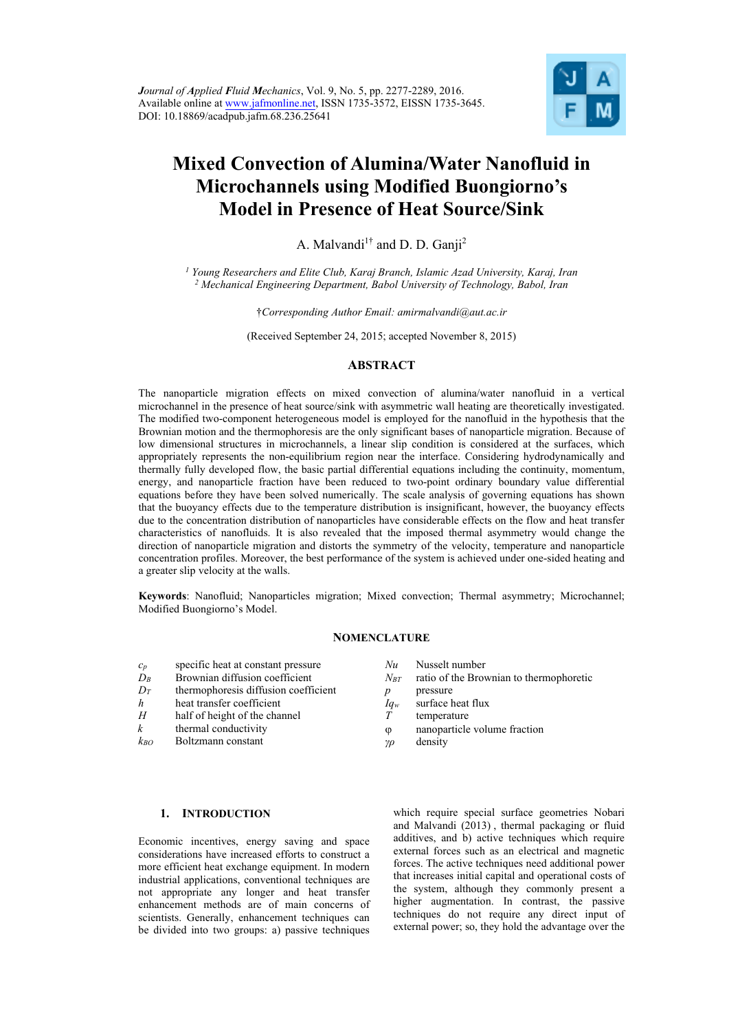Journal of Applied Fluid Mechanics, Vol. 9, No. 5, pp. 2277-2289, 2016.
Available online at www.jafmonline.net, ISSN 1735-3572, EISSN 1735-3645.
DOI: 10.18869/acadpub.jafm.68.236.25641

# Mixed Convection of Alumina/Water Nanofluid in Microchannels using Modified Buongiorno's Model in Presence of Heat Source/Sink

A. Malvandi[1†] and D. D. Ganji[2]

[1] *Young Researchers and Elite Club, Karaj Branch, Islamic Azad University, Karaj, Iran*
[2] *Mechanical Engineering Department, Babol University of Technology, Babol, Iran*

†*Corresponding Author Email: amirmalvandi@aut.ac.ir*

(Received September 24, 2015; accepted November 8, 2015)

## ABSTRACT

The nanoparticle migration effects on mixed convection of alumina/water nanofluid in a vertical microchannel in the presence of heat source/sink with asymmetric wall heating are theoretically investigated. The modified two-component heterogeneous model is employed for the nanofluid in the hypothesis that the Brownian motion and the thermophoresis are the only significant bases of nanoparticle migration. Because of low dimensional structures in microchannels, a linear slip condition is considered at the surfaces, which appropriately represents the non-equilibrium region near the interface. Considering hydrodynamically and thermally fully developed flow, the basic partial differential equations including the continuity, momentum, energy, and nanoparticle fraction have been reduced to two-point ordinary boundary value differential equations before they have been solved numerically. The scale analysis of governing equations has shown that the buoyancy effects due to the temperature distribution is insignificant, however, the buoyancy effects due to the concentration distribution of nanoparticles have considerable effects on the flow and heat transfer characteristics of nanofluids. It is also revealed that the imposed thermal asymmetry would change the direction of nanoparticle migration and distorts the symmetry of the velocity, temperature and nanoparticle concentration profiles. Moreover, the best performance of the system is achieved under one-sided heating and a greater slip velocity at the walls.

**Keywords**: Nanofluid; Nanoparticles migration; Mixed convection; Thermal asymmetry; Microchannel; Modified Buongiorno's Model.

## NOMENCLATURE

| | | | |
|---|---|---|---|
| $c_p$ | specific heat at constant pressure | $Nu$ | Nusselt number |
| $D_B$ | Brownian diffusion coefficient | $N_{BT}$ | ratio of the Brownian to thermophoretic |
| $D_T$ | thermophoresis diffusion coefficient | $p$ | pressure |
| $h$ | heat transfer coefficient | $Iq_w$ | surface heat flux |
| $H$ | half of height of the channel | $T$ | temperature |
| $k$ | thermal conductivity | $\varphi$ | nanoparticle volume fraction |
| $k_{BO}$ | Boltzmann constant | $\gamma\rho$ | density |

## 1. INTRODUCTION

Economic incentives, energy saving and space considerations have increased efforts to construct a more efficient heat exchange equipment. In modern industrial applications, conventional techniques are not appropriate any longer and heat transfer enhancement methods are of main concerns of scientists. Generally, enhancement techniques can be divided into two groups: a) passive techniques which require special surface geometries Nobari and Malvandi (2013) , thermal packaging or fluid additives, and b) active techniques which require external forces such as an electrical and magnetic forces. The active techniques need additional power that increases initial capital and operational costs of the system, although they commonly present a higher augmentation. In contrast, the passive techniques do not require any direct input of external power; so, they hold the advantage over the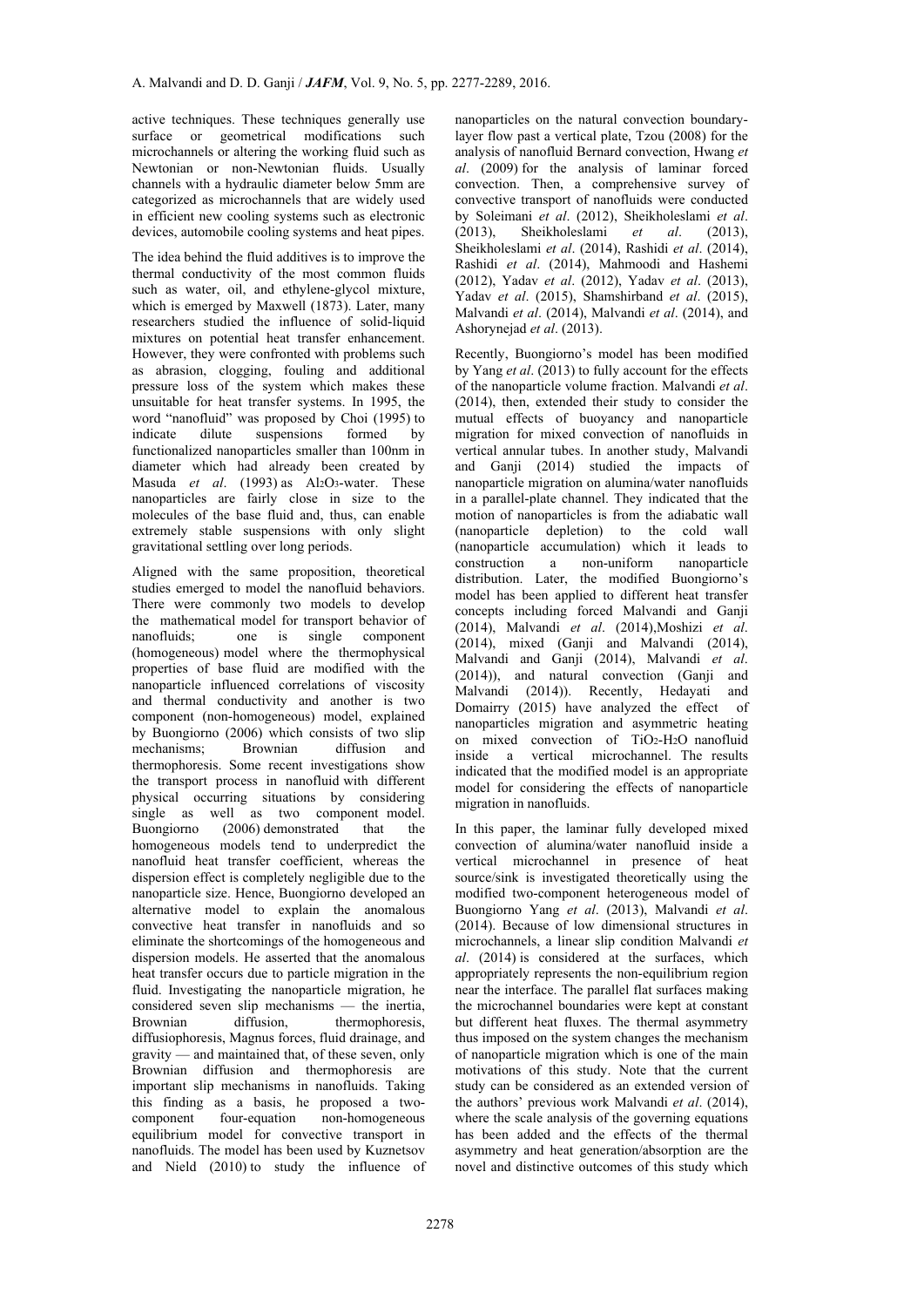active techniques. These techniques generally use surface or geometrical modifications such microchannels or altering the working fluid such as Newtonian or non-Newtonian fluids. Usually channels with a hydraulic diameter below 5mm are categorized as microchannels that are widely used in efficient new cooling systems such as electronic devices, automobile cooling systems and heat pipes.

The idea behind the fluid additives is to improve the thermal conductivity of the most common fluids such as water, oil, and ethylene-glycol mixture, which is emerged by Maxwell (1873). Later, many researchers studied the influence of solid-liquid mixtures on potential heat transfer enhancement. However, they were confronted with problems such as abrasion, clogging, fouling and additional pressure loss of the system which makes these unsuitable for heat transfer systems. In 1995, the word "nanofluid" was proposed by Choi (1995) to indicate dilute suspensions formed by functionalized nanoparticles smaller than 100nm in diameter which had already been created by Masuda *et al*. (1993) as $Al_2O_3$-water. These nanoparticles are fairly close in size to the molecules of the base fluid and, thus, can enable extremely stable suspensions with only slight gravitational settling over long periods.

Aligned with the same proposition, theoretical studies emerged to model the nanofluid behaviors. There were commonly two models to develop the mathematical model for transport behavior of nanofluids; one is single component (homogeneous) model where the thermophysical properties of base fluid are modified with the nanoparticle influenced correlations of viscosity and thermal conductivity and another is two component (non-homogeneous) model, explained by Buongiorno (2006) which consists of two slip mechanisms; Brownian diffusion and thermophoresis. Some recent investigations show the transport process in nanofluid with different physical occurring situations by considering single as well as two component model. Buongiorno (2006) demonstrated that the homogeneous models tend to underpredict the nanofluid heat transfer coefficient, whereas the dispersion effect is completely negligible due to the nanoparticle size. Hence, Buongiorno developed an alternative model to explain the anomalous convective heat transfer in nanofluids and so eliminate the shortcomings of the homogeneous and dispersion models. He asserted that the anomalous heat transfer occurs due to particle migration in the fluid. Investigating the nanoparticle migration, he considered seven slip mechanisms — the inertia, Brownian diffusion, thermophoresis, diffusiophoresis, Magnus forces, fluid drainage, and gravity — and maintained that, of these seven, only Brownian diffusion and thermophoresis are important slip mechanisms in nanofluids. Taking this finding as a basis, he proposed a two-component four-equation non-homogeneous equilibrium model for convective transport in nanofluids. The model has been used by Kuznetsov and Nield (2010) to study the influence of nanoparticles on the natural convection boundary-layer flow past a vertical plate, Tzou (2008) for the analysis of nanofluid Bernard convection, Hwang *et al*. (2009) for the analysis of laminar forced convection. Then, a comprehensive survey of convective transport of nanofluids were conducted by Soleimani *et al*. (2012), Sheikholeslami *et al*. (2013), Sheikholeslami *et al*. (2013), Sheikholeslami *et al*. (2014), Rashidi *et al*. (2014), Rashidi *et al*. (2014), Mahmoodi and Hashemi (2012), Yadav *et al*. (2012), Yadav *et al*. (2013), Yadav *et al*. (2015), Shamshirband *et al*. (2015), Malvandi *et al*. (2014), Malvandi *et al*. (2014), and Ashorynejad *et al*. (2013).

Recently, Buongiorno's model has been modified by Yang *et al*. (2013) to fully account for the effects of the nanoparticle volume fraction. Malvandi *et al*. (2014), then, extended their study to consider the mutual effects of buoyancy and nanoparticle migration for mixed convection of nanofluids in vertical annular tubes. In another study, Malvandi and Ganji (2014) studied the impacts of nanoparticle migration on alumina/water nanofluids in a parallel-plate channel. They indicated that the motion of nanoparticles is from the adiabatic wall (nanoparticle depletion) to the cold wall (nanoparticle accumulation) which it leads to construction a non-uniform nanoparticle distribution. Later, the modified Buongiorno's model has been applied to different heat transfer concepts including forced Malvandi and Ganji (2014), Malvandi *et al*. (2014),Moshizi *et al*. (2014), mixed (Ganji and Malvandi (2014), Malvandi and Ganji (2014), Malvandi *et al*. (2014)), and natural convection (Ganji and Malvandi (2014)). Recently, Hedayati and Domairry (2015) have analyzed the effect of nanoparticles migration and asymmetric heating on mixed convection of $TiO_2$-$H_2O$ nanofluid inside a vertical microchannel. The results indicated that the modified model is an appropriate model for considering the effects of nanoparticle migration in nanofluids.

In this paper, the laminar fully developed mixed convection of alumina/water nanofluid inside a vertical microchannel in presence of heat source/sink is investigated theoretically using the modified two-component heterogeneous model of Buongiorno Yang *et al*. (2013), Malvandi *et al*. (2014). Because of low dimensional structures in microchannels, a linear slip condition Malvandi *et al*. (2014) is considered at the surfaces, which appropriately represents the non-equilibrium region near the interface. The parallel flat surfaces making the microchannel boundaries were kept at constant but different heat fluxes. The thermal asymmetry thus imposed on the system changes the mechanism of nanoparticle migration which is one of the main motivations of this study. Note that the current study can be considered as an extended version of the authors' previous work Malvandi *et al*. (2014), where the scale analysis of the governing equations has been added and the effects of the thermal asymmetry and heat generation/absorption are the novel and distinctive outcomes of this study which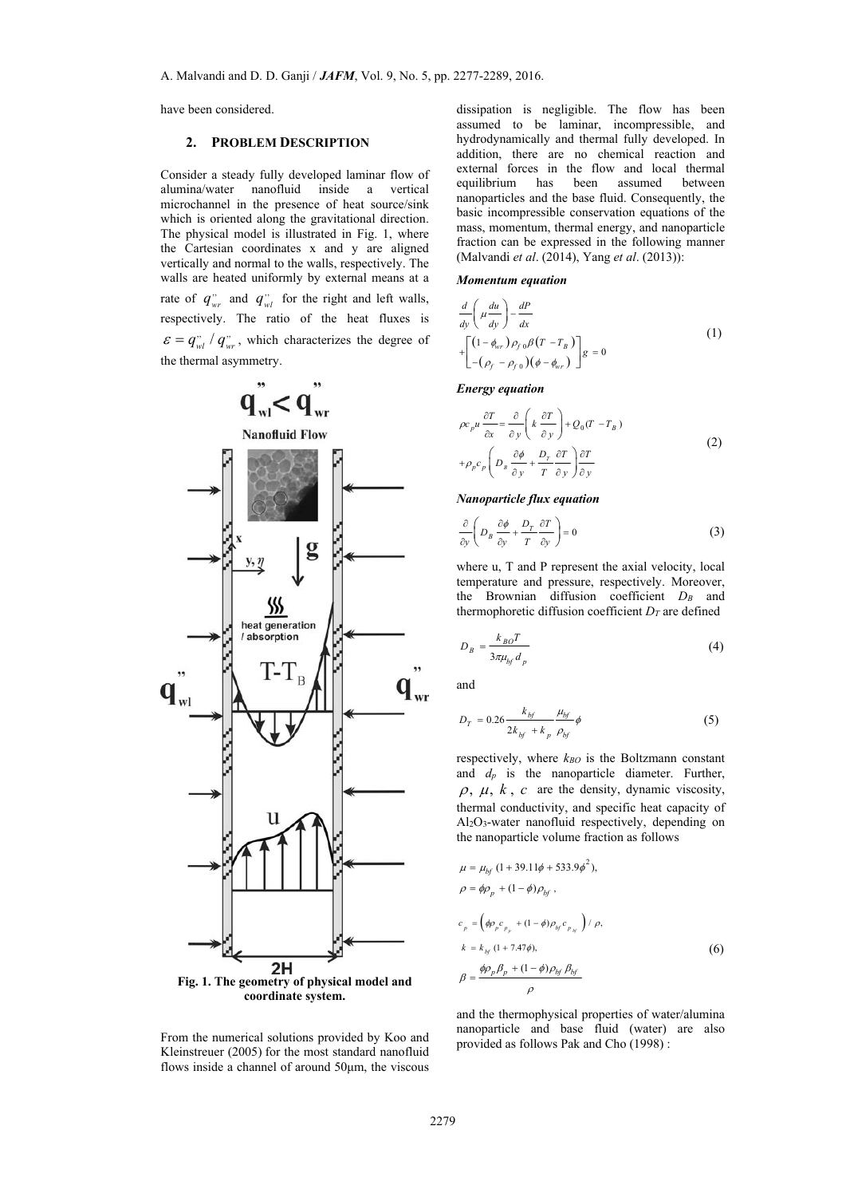have been considered.

## 2. PROBLEM DESCRIPTION

Consider a steady fully developed laminar flow of alumina/water nanofluid inside a vertical microchannel in the presence of heat source/sink which is oriented along the gravitational direction. The physical model is illustrated in Fig. 1, where the Cartesian coordinates x and y are aligned vertically and normal to the walls, respectively. The walls are heated uniformly by external means at a rate of $q''_{wr}$ and $q''_{wl}$ for the right and left walls, respectively. The ratio of the heat fluxes is $\varepsilon = q''_{wl} / q''_{wr}$, which characterizes the degree of the thermal asymmetry.

Fig. 1. The geometry of physical model and coordinate system.

From the numerical solutions provided by Koo and Kleinstreuer (2005) for the most standard nanofluid flows inside a channel of around 50μm, the viscous dissipation is negligible. The flow has been assumed to be laminar, incompressible, and hydrodynamically and thermal fully developed. In addition, there are no chemical reaction and external forces in the flow and local thermal equilibrium has been assumed between nanoparticles and the base fluid. Consequently, the basic incompressible conservation equations of the mass, momentum, thermal energy, and nanoparticle fraction can be expressed in the following manner (Malvandi *et al*. (2014), Yang *et al*. (2013)):

***Momentum equation***

$$\frac{d}{dy}\left(\mu\frac{du}{dy}\right)-\frac{dP}{dx}+\begin{bmatrix}(1-\phi_{wr})\rho_{f0}\beta(T-T_B)\\-(\rho_f-\rho_{f0})(\phi-\phi_{wr})\end{bmatrix}g=0 \tag{1}$$

***Energy equation***

$$\rho c_p u\frac{\partial T}{\partial x}=\frac{\partial}{\partial y}\left(k\frac{\partial T}{\partial y}\right)+Q_0(T-T_B)+\rho_p c_p\left(D_B\frac{\partial \phi}{\partial y}+\frac{D_T}{T}\frac{\partial T}{\partial y}\right)\frac{\partial T}{\partial y} \tag{2}$$

***Nanoparticle flux equation***

$$\frac{\partial}{\partial y}\left(D_B\frac{\partial \phi}{\partial y}+\frac{D_T}{T}\frac{\partial T}{\partial y}\right)=0 \tag{3}$$

where u, T and P represent the axial velocity, local temperature and pressure, respectively. Moreover, the Brownian diffusion coefficient $D_B$ and thermophoretic diffusion coefficient $D_T$ are defined

$$D_B=\frac{k_{BO}T}{3\pi\mu_{bf}d_p} \tag{4}$$

and

$$D_T=0.26\frac{k_{bf}}{2k_{bf}+k_p}\frac{\mu_{bf}}{\rho_{bf}}\phi \tag{5}$$

respectively, where $k_{BO}$ is the Boltzmann constant and $d_p$ is the nanoparticle diameter. Further, $\rho$, $\mu$, $k$, $c$ are the density, dynamic viscosity, thermal conductivity, and specific heat capacity of $Al_2O_3$-water nanofluid respectively, depending on the nanoparticle volume fraction as follows

$$\begin{aligned}
&\mu=\mu_{bf}(1+39.11\phi+533.9\phi^2),\\
&\rho=\phi\rho_p+(1-\phi)\rho_{bf},\\
&c_p=\left(\phi\rho_p c_{p_p}+(1-\phi)\rho_{bf}c_{p_{bf}}\right)/\rho,\\
&k=k_{bf}(1+7.47\phi),\\
&\beta=\frac{\phi\rho_p\beta_p+(1-\phi)\rho_{bf}\beta_{bf}}{\rho}
\end{aligned} \tag{6}$$

and the thermophysical properties of water/alumina nanoparticle and base fluid (water) are also provided as follows Pak and Cho (1998) :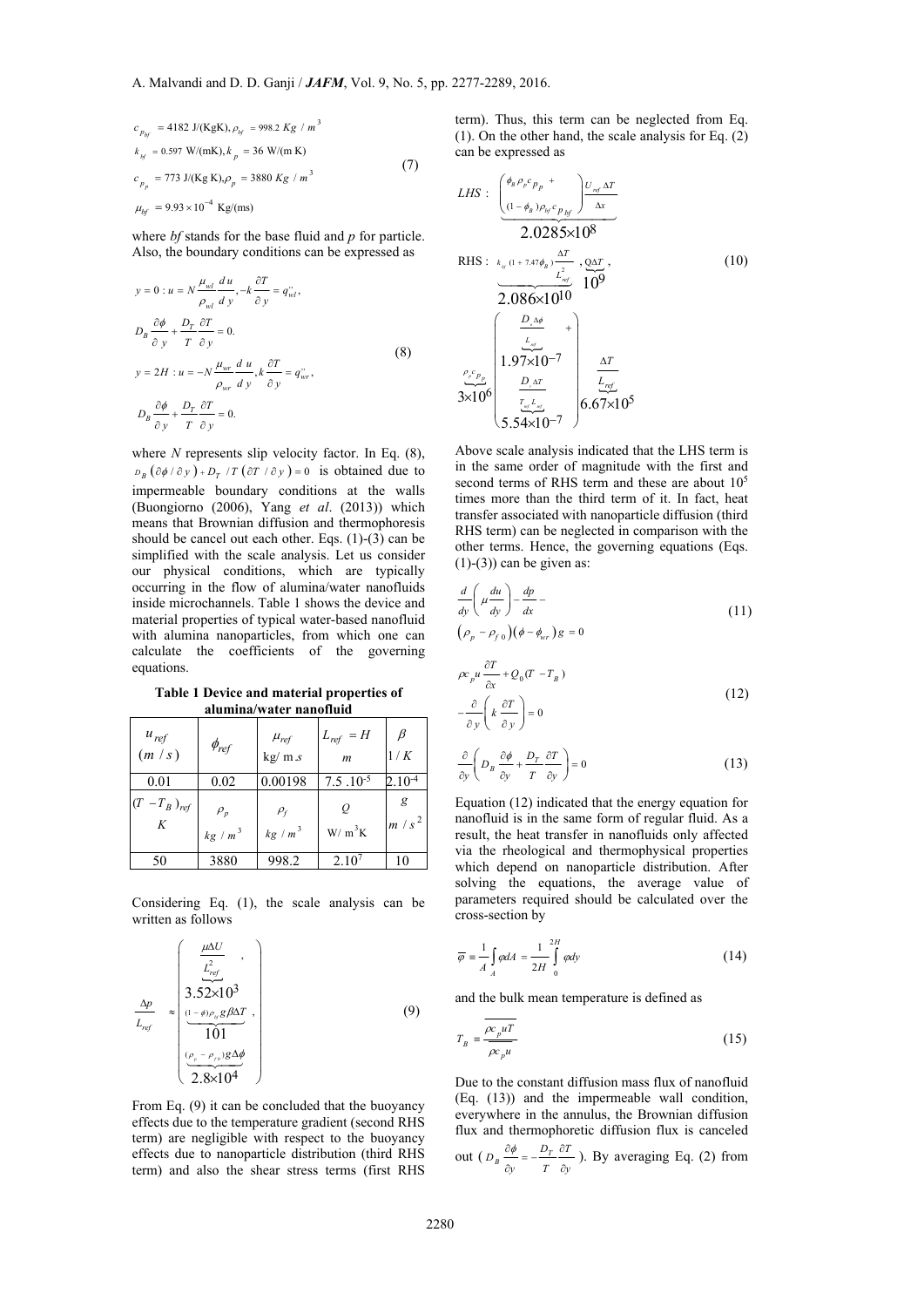$$
\begin{aligned}
&c_{p_{bf}} = 4182 \text{ J/(KgK)}, \rho_{bf} = 998.2 \; Kg/m^3 \\
&k_{bf} = 0.597 \text{ W/(mK)}, k_p = 36 \text{ W/(m K)} \\
&c_{p_p} = 773 \text{ J/(Kg K)}, \rho_p = 3880 \; Kg/m^3 \\
&\mu_{bf} = 9.93 \times 10^{-4} \text{ Kg/(ms)}
\end{aligned}
\tag{7}
$$

where *bf* stands for the base fluid and *p* for particle. Also, the boundary conditions can be expressed as

$$
\begin{aligned}
&y = 0: u = N \frac{\mu_{wl}}{\rho_{wl}} \frac{du}{dy}, -k\frac{\partial T}{\partial y} = q''_{wl}, \\
&D_B \frac{\partial \phi}{\partial y} + \frac{D_T}{T}\frac{\partial T}{\partial y} = 0. \\
&y = 2H: u = -N \frac{\mu_{wr}}{\rho_{wr}} \frac{du}{dy}, k\frac{\partial T}{\partial y} = q''_{wr}, \\
&D_B \frac{\partial \phi}{\partial y} + \frac{D_T}{T}\frac{\partial T}{\partial y} = 0.
\end{aligned}
\tag{8}
$$

where *N* represents slip velocity factor. In Eq. (8), $D_B(\partial\phi/\partial y) + D_T/T(\partial T/\partial y) = 0$ is obtained due to impermeable boundary conditions at the walls (Buongiorno (2006), Yang *et al*. (2013)) which means that Brownian diffusion and thermophoresis should be cancel out each other. Eqs. (1)-(3) can be simplified with the scale analysis. Let us consider our physical conditions, which are typically occurring in the flow of alumina/water nanofluids inside microchannels. Table 1 shows the device and material properties of typical water-based nanofluid with alumina nanoparticles, from which one can calculate the coefficients of the governing equations.

**Table 1 Device and material properties of alumina/water nanofluid**

| $u_{ref}$ $(m/s)$ | $\phi_{ref}$ | $\mu_{ref}$ kg/ m.s | $L_{ref} = H$ m | $\beta$ 1/K |
|---|---|---|---|---|
| 0.01 | 0.02 | 0.00198 | $7.5 \cdot 10^{-5}$ | $2 \cdot 10^{-4}$ |
| $(T - T_B)_{ref}$ K | $\rho_p$ $kg/m^3$ | $\rho_f$ $kg/m^3$ | $Q$ W/ m$^3$K | $g$ $m/s^2$ |
| 50 | 3880 | 998.2 | $2 \cdot 10^7$ | 10 |

Considering Eq. (1), the scale analysis can be written as follows

$$
\frac{\Delta p}{L_{ref}} \approx \begin{pmatrix} \underbrace{\frac{\mu \Delta U}{L_{ref}^2}}_{3.52\times10^3}, \\ \underbrace{(1-\phi)\rho_{bf} g \beta \Delta T}_{101}, \\ \underbrace{(\rho_p - \rho_{f0}) g \Delta\phi}_{2.8\times10^4} \end{pmatrix}
\tag{9}
$$

From Eq. (9) it can be concluded that the buoyancy effects due to the temperature gradient (second RHS term) are negligible with respect to the buoyancy effects due to nanoparticle distribution (third RHS term) and also the shear stress terms (first RHS term). Thus, this term can be neglected from Eq. (1). On the other hand, the scale analysis for Eq. (2) can be expressed as

$$
\begin{aligned}
&LHS: \underbrace{\begin{pmatrix} \phi_B \rho_p c_{p_p} + \\ (1-\phi_B)\rho_{bf} c_{p_{bf}} \end{pmatrix} \frac{U_{ref}\Delta T}{\Delta x}}_{2.0285\times10^8} \\
&RHS: \underbrace{k_{bf}(1+7.47\phi_B)\frac{\Delta T}{L_{ref}^2}}_{2.086\times10^{10}}, \underbrace{Q\Delta T}_{10^9}, \\
&\underbrace{\rho_p c_{p_p}}_{3\times10^6} \begin{pmatrix} \underbrace{\frac{D_B \Delta\phi}{L_{ref}}}_{1.97\times10^{-7}} + \\ \underbrace{\frac{D_T \Delta T}{T_{ref} L_{ref}}}_{5.54\times10^{-7}} \end{pmatrix} \underbrace{\frac{\Delta T}{L_{ref}}}_{6.67\times10^5}
\end{aligned}
\tag{10}
$$

Above scale analysis indicated that the LHS term is in the same order of magnitude with the first and second terms of RHS term and these are about $10^5$ times more than the third term of it. In fact, heat transfer associated with nanoparticle diffusion (third RHS term) can be neglected in comparison with the other terms. Hence, the governing equations (Eqs. (1)-(3)) can be given as:

$$
\frac{d}{dy}\left(\mu \frac{du}{dy}\right) - \frac{dp}{dx} - \left(\rho_p - \rho_{f0}\right)\left(\phi - \phi_{wr}\right) g = 0
\tag{11}
$$

$$
\rho c_p u \frac{\partial T}{\partial x} + Q_0 (T - T_B) - \frac{\partial}{\partial y}\left(k \frac{\partial T}{\partial y}\right) = 0
\tag{12}
$$

$$
\frac{\partial}{\partial y}\left(D_B \frac{\partial \phi}{\partial y} + \frac{D_T}{T}\frac{\partial T}{\partial y}\right) = 0
\tag{13}
$$

Equation (12) indicated that the energy equation for nanofluid is in the same form of regular fluid. As a result, the heat transfer in nanofluids only affected via the rheological and thermophysical properties which depend on nanoparticle distribution. After solving the equations, the average value of parameters required should be calculated over the cross-section by

$$
\bar{\varphi} = \frac{1}{A}\int_A \varphi dA = \frac{1}{2H}\int_0^{2H} \varphi dy
\tag{14}
$$

and the bulk mean temperature is defined as

$$
T_B = \frac{\overline{\rho c_p u T}}{\overline{\rho c_p u}}
\tag{15}
$$

Due to the constant diffusion mass flux of nanofluid (Eq. (13)) and the impermeable wall condition, everywhere in the annulus, the Brownian diffusion flux and thermophoretic diffusion flux is canceled out ($D_B \frac{\partial \phi}{\partial y} = -\frac{D_T}{T}\frac{\partial T}{\partial y}$). By averaging Eq. (2) from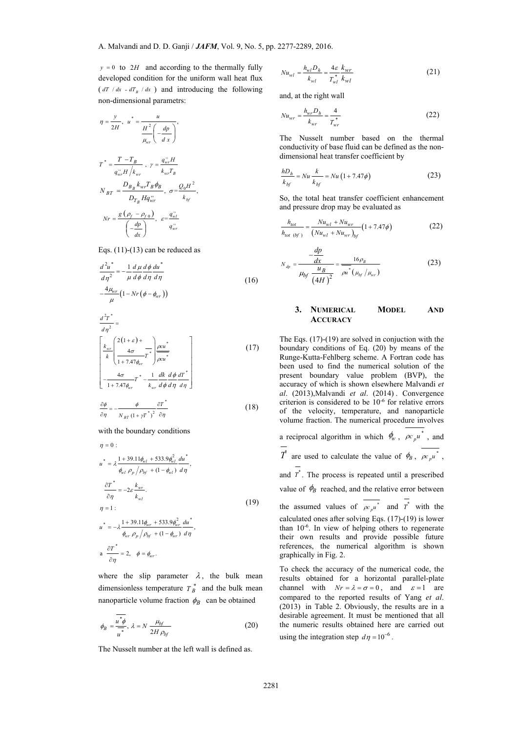$y = 0$ to $2H$ and according to the thermally fully developed condition for the uniform wall heat flux ($dT\,/\,dx$ - $dT_B\,/\,dx$) and introducing the following non-dimensional parametrs:

$$\eta = \frac{y}{2H},\ u^* = \frac{u}{\dfrac{H^2}{\mu_{wr}}\left(-\dfrac{dp}{dx}\right)},$$

$$T^* = \frac{T - T_B}{q''_{wr} H / k_{wr}},\ \gamma = \frac{q''_{wr} H}{k_{wr} T_B}$$

$$N_{BT} = \frac{D_{B_B} k_{wr} T_B \phi_B}{D_{T_B} H q''_{wr}},\ \sigma = \frac{Q_0 H^2}{k_{bf}},$$

$$Nr = \frac{g\left(\rho_f - \rho_{f0}\right)}{\left(-\dfrac{dp}{dx}\right)},\ \varepsilon = \frac{q''_{wl}}{q''_{wr}}$$

Eqs. (11)-(13) can be reduced as

$$\frac{d^2 u^*}{d\eta^2} = -\frac{1}{\mu}\frac{d\mu}{d\phi}\frac{d\phi}{d\eta}\frac{du^*}{d\eta} - \frac{4\mu_{wr}}{\mu}\left(1 - Nr\left(\phi - \phi_{wr}\right)\right) \tag{16}$$

$$\frac{d^2 T^*}{d\eta^2} = \left[\frac{k_{wr}}{k}\left(\begin{array}{c} 2(1+\varepsilon) + \\ \dfrac{4\sigma}{1+7.47\phi_{wr}}\overline{T^*} \end{array}\right)\frac{\rho c u^*}{\overline{\rho c u^*}} - \frac{4\sigma}{1+7.47\phi_{wr}}T^* - \frac{1}{k_{wr}}\frac{dk}{d\phi}\frac{d\phi}{d\eta}\frac{dT^*}{d\eta}\right] \tag{17}$$

$$\frac{\partial \phi}{\partial \eta} = -\frac{\phi}{N_{BT}\,(1+\gamma T^*)^2}\frac{\partial T^*}{\partial \eta} \tag{18}$$

with the boundary conditions

$$\begin{aligned}
&\eta = 0: \\
&u^* = \lambda \frac{1 + 39.11\phi_{wl} + 533.9\phi_{wl}^2}{\phi_{wl}\,\rho_p/\rho_{bf} + (1-\phi_{wl})}\frac{du^*}{d\eta}, \\
&\frac{\partial T^*}{\partial \eta} = -2\varepsilon\frac{k_{wr}}{k_{wl}}. \\
&\eta = 1: \\
&u^* = -\lambda \frac{1 + 39.11\phi_{wr} + 533.9\phi_{wr}^2}{\phi_{wr}\,\rho_p/\rho_{bf} + (1-\phi_{wr})}\frac{du^*}{d\eta}, \\
&\text{a}\ \frac{\partial T^*}{\partial \eta} = 2,\quad \phi = \phi_{wr}.
\end{aligned} \tag{19}$$

where the slip parameter $\lambda$, the bulk mean dimensionless temperature $T_B^*$ and the bulk mean nanoparticle volume fraction $\phi_B$ can be obtained

$$\phi_B = \frac{\overline{u^*\phi}}{\overline{u^*}},\ \lambda = N\,\frac{\mu_{bf}}{2H\,\rho_{bf}} \tag{20}$$

The Nusselt number at the left wall is defined as.

$$Nu_{wl} = \frac{h_{wl} D_h}{k_{wl}} = \frac{4\varepsilon}{T^*_{wl}}\frac{k_{wr}}{k_{wl}} \tag{21}$$

and, at the right wall

$$Nu_{wr} = \frac{h_{wr} D_h}{k_{wr}} = \frac{4}{T^*_{wr}} \tag{22}$$

The Nusselt number based on the thermal conductivity of base fluid can be defined as the non-dimensional heat transfer coefficient by

$$\frac{hD_h}{k_{bf}} = Nu\,\frac{k}{k_{bf}} = Nu\left(1 + 7.47\phi\right) \tag{23}$$

So, the total heat transfer coefficient enhancement and pressure drop may be evaluated as

$$\frac{h_{tot}}{h_{tot\ (bf)}} = \frac{Nu_{wl} + Nu_{wr}}{\left(Nu_{wl} + Nu_{wr}\right)_{bf}}\left(1 + 7.47\phi\right) \tag{22}$$

$$N_{dp} = \frac{-\dfrac{dp}{dx}}{\mu_{bf}\dfrac{u_B}{\left(4H\right)^2}} = \frac{16\rho_B}{\overline{\rho u^*}\left(\mu_{bf}/\mu_{wr}\right)} \tag{23}$$

## 3. Numerical Model and Accuracy

The Eqs. (17)-(19) are solved in conjuction with the boundary conditions of Eq. (20) by means of the Runge-Kutta-Fehlberg scheme. A Fortran code has been used to find the numerical solution of the present boundary value problem (BVP), the accuracy of which is shown elsewhere Malvandi *et al*. (2013),Malvandi *et al*. (2014) . Convergence criterion is considered to be $10^{-6}$ for relative errors of the velocity, temperature, and nanoparticle volume fraction. The numerical procedure involves a reciprocal algorithm in which $\phi_w$, $\overline{\rho c_p u^*}$, and $\overline{T^*}$ are used to calculate the value of $\phi_B$, $\overline{\rho c_p u^*}$, and $\overline{T^*}$. The process is repeated until a prescribed value of $\phi_B$ reached, and the relative error between the assumed values of $\overline{\rho c_p u^*}$ and $\overline{T^*}$ with the calculated ones after solving Eqs. (17)-(19) is lower than $10^{-6}$. In view of helping others to regenerate their own results and provide possible future references, the numerical algorithm is shown graphically in Fig. 2.

To check the accuracy of the numerical code, the results obtained for a horizontal parallel-plate channel with $Nr = \lambda = \sigma = 0$, and $\varepsilon = 1$ are compared to the reported results of Yang *et al*. (2013) in Table 2. Obviously, the results are in a desirable agreement. It must be mentioned that all the numeric results obtained here are carried out using the integration step $d\eta = 10^{-6}$.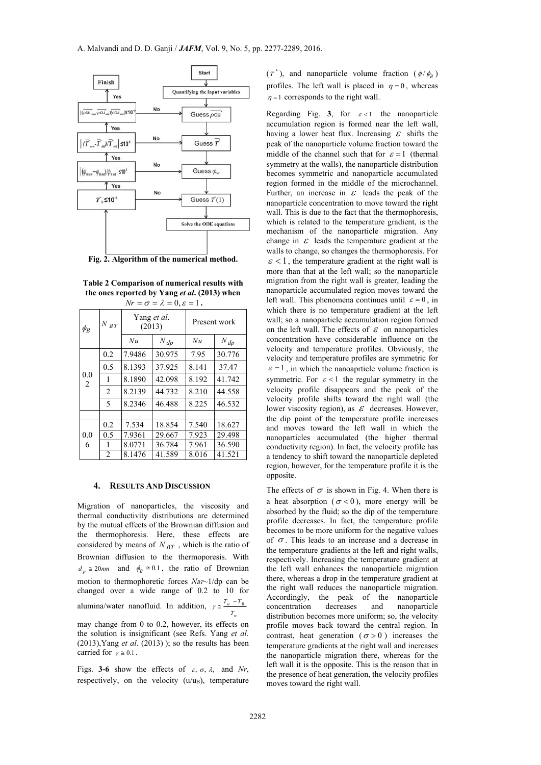Fig. 2. Algorithm of the numerical method.

**Table 2 Comparison of numerical results with the ones reported by Yang *et al*. (2013) when $Nr = \sigma = \lambda = 0, \varepsilon = 1$.**

| $\phi_B$ | $N_{BT}$ | Yang *et al*. (2013) | | Present work | |
|---|---|---|---|---|---|
| | | $Nu$ | $N_{dp}$ | $Nu$ | $N_{dp}$ |
| 0.02 | 0.2 | 7.9486 | 30.975 | 7.95 | 30.776 |
| | 0.5 | 8.1393 | 37.925 | 8.141 | 37.47 |
| | 1 | 8.1890 | 42.098 | 8.192 | 41.742 |
| | 2 | 8.2139 | 44.732 | 8.210 | 44.558 |
| | 5 | 8.2346 | 46.488 | 8.225 | 46.532 |
| | | | | | |
| 0.06 | 0.2 | 7.534 | 18.854 | 7.540 | 18.627 |
| | 0.5 | 7.9361 | 29.667 | 7.923 | 29.498 |
| | 1 | 8.0771 | 36.784 | 7.961 | 36.590 |
| | 2 | 8.1476 | 41.589 | 8.016 | 41.521 |

## 4. RESULTS AND DISCUSSION

Migration of nanoparticles, the viscosity and thermal conductivity distributions are determined by the mutual effects of the Brownian diffusion and the thermophoresis. Here, these effects are considered by means of $N_{BT}$, which is the ratio of Brownian diffusion to the thermoporesis. With $d_p \cong 20nm$ and $\phi_B \cong 0.1$, the ratio of Brownian motion to thermophoretic forces $N_{BT}$~1/dp can be changed over a wide range of 0.2 to 10 for alumina/water nanofluid. In addition, $\gamma \cong \frac{T_w - T_B}{T_w}$ may change from 0 to 0.2, however, its effects on the solution is insignificant (see Refs. Yang *et al*. (2013),Yang *et al*. (2013) ); so the results has been carried for $\gamma \cong 0.1$.

Figs. **3-6** show the effects of $\varepsilon$, $\sigma$, $\lambda$, and $Nr$, respectively, on the velocity (u/u$_B$), temperature ($T^*$), and nanoparticle volume fraction ($\phi/\phi_B$) profiles. The left wall is placed in $\eta = 0$, whereas $\eta = 1$ corresponds to the right wall.

Regarding Fig. **3**, for $\varepsilon < 1$ the nanoparticle accumulation region is formed near the left wall, having a lower heat flux. Increasing $\varepsilon$ shifts the peak of the nanoparticle volume fraction toward the middle of the channel such that for $\varepsilon = 1$ (thermal symmetry at the walls), the nanoparticle distribution becomes symmetric and nanoparticle accumulated region formed in the middle of the microchannel. Further, an increase in $\varepsilon$ leads the peak of the nanoparticle concentration to move toward the right wall. This is due to the fact that the thermophoresis, which is related to the temperature gradient, is the mechanism of the nanoparticle migration. Any change in $\varepsilon$ leads the temperature gradient at the walls to change, so changes the thermophoresis. For $\varepsilon < 1$, the temperature gradient at the right wall is more than that at the left wall; so the nanoparticle migration from the right wall is greater, leading the nanoparticle accumulated region moves toward the left wall. This phenomena continues until $\varepsilon = 0$, in which there is no temperature gradient at the left wall; so a nanoparticle accumulation region formed on the left wall. The effects of $\varepsilon$ on nanoparticles concentration have considerable influence on the velocity and temperature profiles. Obviously, the velocity and temperature profiles are symmetric for $\varepsilon = 1$, in which the nanoaprticle volume fraction is symmetric. For $\varepsilon < 1$ the regular symmetry in the velocity profile disappears and the peak of the velocity profile shifts toward the right wall (the lower viscosity region), as $\varepsilon$ decreases. However, the dip point of the temperature profile increases and moves toward the left wall in which the nanoparticles accumulated (the higher thermal conductivity region). In fact, the velocity profile has a tendency to shift toward the nanoparticle depleted region, however, for the temperature profile it is the opposite.

The effects of $\sigma$ is shown in Fig. 4. When there is a heat absorption ($\sigma < 0$), more energy will be absorbed by the fluid; so the dip of the temperature profile decreases. In fact, the temperature profile becomes to be more uniform for the negative values of $\sigma$. This leads to an increase and a decrease in the temperature gradients at the left and right walls, respectively. Increasing the temperature gradient at the left wall enhances the nanoparticle migration there, whereas a drop in the temperature gradient at the right wall reduces the nanoparticle migration. Accordingly, the peak of the nanoparticle concentration decreases and nanoparticle distribution becomes more uniform; so, the velocity profile moves back toward the central region. In contrast, heat generation ($\sigma > 0$) increases the temperature gradients at the right wall and increases the nanoparticle migration there, whereas for the left wall it is the opposite. This is the reason that in the presence of heat generation, the velocity profiles moves toward the right wall.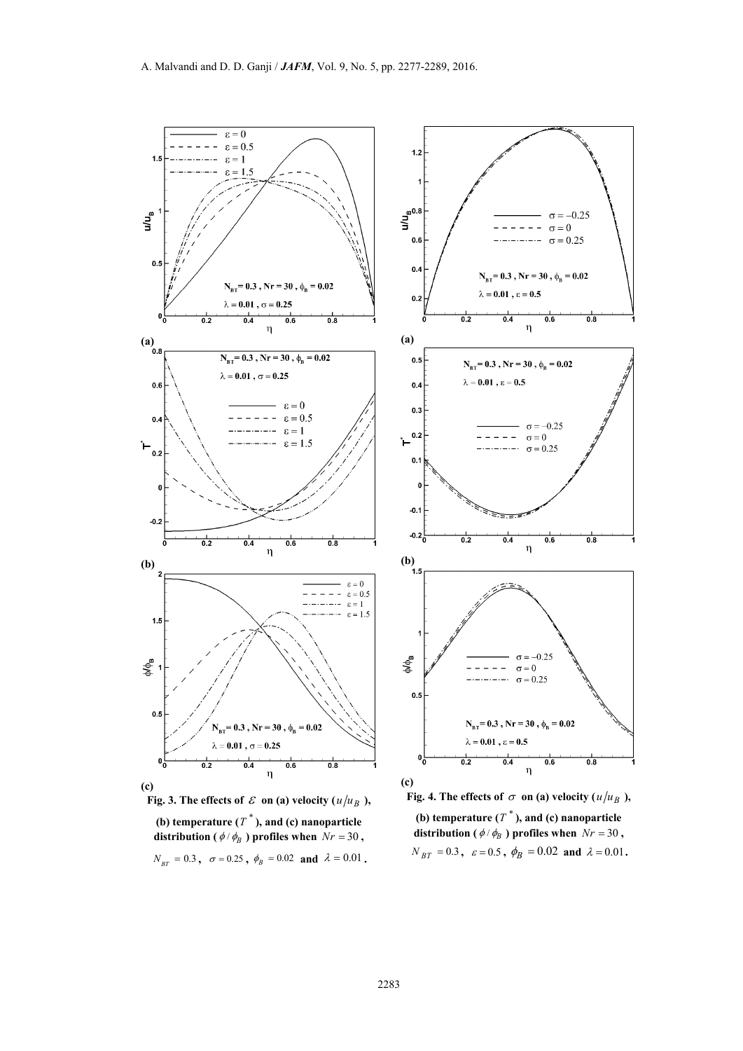**Fig. 3. The effects of $\varepsilon$ on (a) velocity ($u/u_B$), (b) temperature ($T^*$), and (c) nanoparticle distribution ($\phi/\phi_B$) profiles when $Nr = 30$, $N_{BT} = 0.3$, $\sigma = 0.25$, $\phi_B = 0.02$ and $\lambda = 0.01$.**

**Fig. 4. The effects of $\sigma$ on (a) velocity ($u/u_B$), (b) temperature ($T^*$), and (c) nanoparticle distribution ($\phi/\phi_B$) profiles when $Nr = 30$, $N_{BT} = 0.3$, $\varepsilon = 0.5$, $\phi_B = 0.02$ and $\lambda = 0.01$.**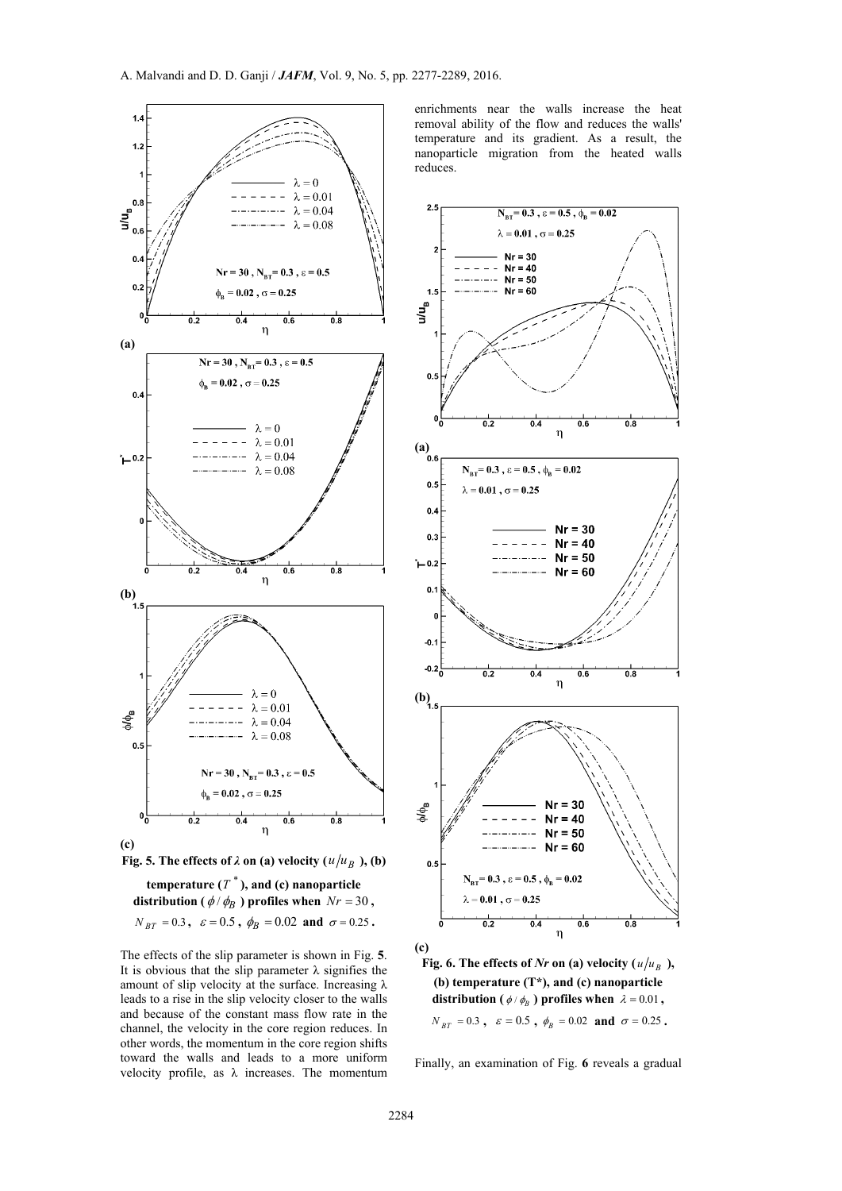Fig. 5. The effects of $\lambda$ on (a) velocity ($u/u_B$), (b) temperature ($T^*$), and (c) nanoparticle distribution ($\phi/\phi_B$) profiles when $Nr = 30$, $N_{BT} = 0.3$, $\varepsilon = 0.5$, $\phi_B = 0.02$ and $\sigma = 0.25$.

The effects of the slip parameter is shown in Fig. **5**. It is obvious that the slip parameter λ signifies the amount of slip velocity at the surface. Increasing λ leads to a rise in the slip velocity closer to the walls and because of the constant mass flow rate in the channel, the velocity in the core region reduces. In other words, the momentum in the core region shifts toward the walls and leads to a more uniform velocity profile, as λ increases. The momentum enrichments near the walls increase the heat removal ability of the flow and reduces the walls' temperature and its gradient. As a result, the nanoparticle migration from the heated walls reduces.

Fig. 6. The effects of *Nr* on (a) velocity ($u/u_B$), (b) temperature (T*), and (c) nanoparticle distribution ($\phi/\phi_B$) profiles when $\lambda = 0.01$, $N_{BT} = 0.3$, $\varepsilon = 0.5$, $\phi_B = 0.02$ and $\sigma = 0.25$.

Finally, an examination of Fig. **6** reveals a gradual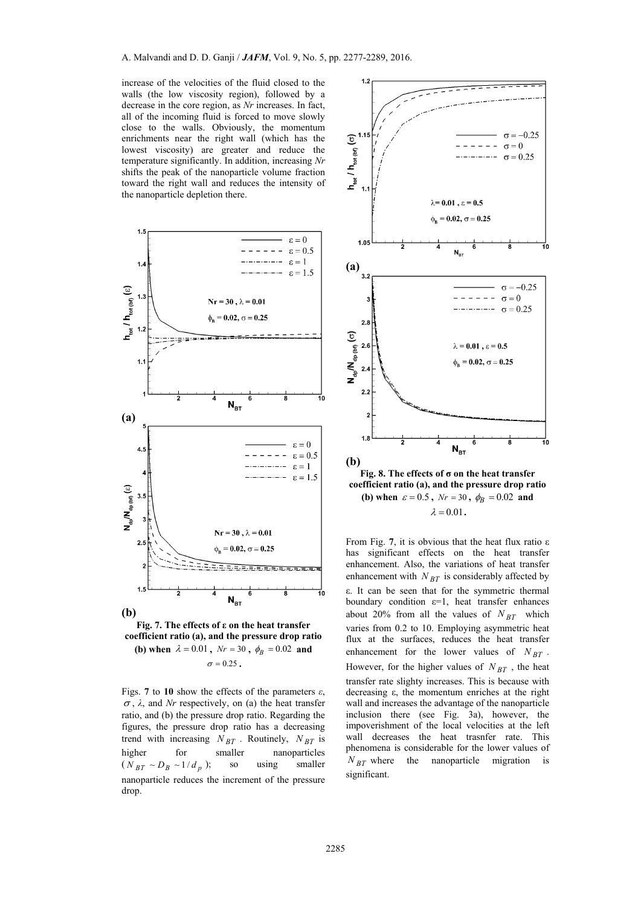increase of the velocities of the fluid closed to the walls (the low viscosity region), followed by a decrease in the core region, as *Nr* increases. In fact, all of the incoming fluid is forced to move slowly close to the walls. Obviously, the momentum enrichments near the right wall (which has the lowest viscosity) are greater and reduce the temperature significantly. In addition, increasing *Nr* shifts the peak of the nanoparticle volume fraction toward the right wall and reduces the intensity of the nanoparticle depletion there.

**(a)**

**(b)**

**Fig. 7. The effects of ε on the heat transfer coefficient ratio (a), and the pressure drop ratio (b) when $\lambda = 0.01$, $Nr = 30$, $\phi_B = 0.02$ and $\sigma = 0.25$.**

Figs. **7** to **10** show the effects of the parameters *ε*, $\sigma$, *λ*, and *Nr* respectively, on (a) the heat transfer ratio, and (b) the pressure drop ratio. Regarding the figures, the pressure drop ratio has a decreasing trend with increasing $N_{BT}$. Routinely, $N_{BT}$ is higher for smaller nanoparticles ($N_{BT} \sim D_B \sim 1/d_p$); so using smaller nanoparticle reduces the increment of the pressure drop.

**(a)**

**(b)**

**Fig. 8. The effects of σ on the heat transfer coefficient ratio (a), and the pressure drop ratio (b) when $\varepsilon = 0.5$, $Nr = 30$, $\phi_B = 0.02$ and $\lambda = 0.01$.**

From Fig. **7**, it is obvious that the heat flux ratio ε has significant effects on the heat transfer enhancement. Also, the variations of heat transfer enhancement with $N_{BT}$ is considerably affected by ε. It can be seen that for the symmetric thermal boundary condition ε=1, heat transfer enhances about 20% from all the values of $N_{BT}$ which varies from 0.2 to 10. Employing asymmetric heat flux at the surfaces, reduces the heat transfer enhancement for the lower values of $N_{BT}$. However, for the higher values of $N_{BT}$, the heat transfer rate slighty increases. This is because with decreasing ε, the momentum enriches at the right wall and increases the advantage of the nanoparticle inclusion there (see Fig. 3a), however, the impoverishment of the local velocities at the left wall decreases the heat trasnfer rate. This phenomena is considerable for the lower values of $N_{BT}$ where the nanoparticle migration is significant.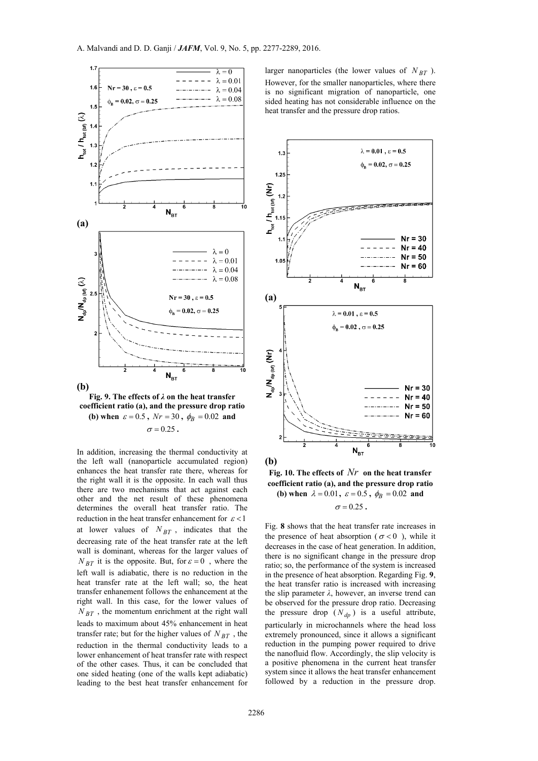**(a)**

**(b)**

**Fig. 9. The effects of *λ* on the heat transfer coefficient ratio (a), and the pressure drop ratio (b) when $\varepsilon = 0.5$, $Nr = 30$, $\phi_B = 0.02$ and $\sigma = 0.25$.**

In addition, increasing the thermal conductivity at the left wall (nanoparticle accumulated region) enhances the heat transfer rate there, whereas for the right wall it is the opposite. In each wall thus there are two mechanisms that act against each other and the net result of these phenomena determines the overall heat transfer ratio. The reduction in the heat transfer enhancement for $\varepsilon < 1$ at lower values of $N_{BT}$, indicates that the decreasing rate of the heat transfer rate at the left wall is dominant, whereas for the larger values of $N_{BT}$ it is the opposite. But, for $\varepsilon = 0$, where the left wall is adiabatic, there is no reduction in the heat transfer rate at the left wall; so, the heat transfer enhanement follows the enhancement at the right wall. In this case, for the lower values of $N_{BT}$, the momentum enrichment at the right wall leads to maximum about 45% enhancement in heat transfer rate; but for the higher values of $N_{BT}$, the reduction in the thermal conductivity leads to a lower enhancement of heat transfer rate with respect of the other cases. Thus, it can be concluded that one sided heating (one of the walls kept adiabatic) leading to the best heat transfer enhancement for larger nanoparticles (the lower values of $N_{BT}$). However, for the smaller nanoparticles, where there is no significant migration of nanoparticle, one sided heating has not considerable influence on the heat transfer and the pressure drop ratios.

**(a)**

**(b)**

**Fig. 10. The effects of $Nr$ on the heat transfer coefficient ratio (a), and the pressure drop ratio (b) when $\lambda = 0.01$, $\varepsilon = 0.5$, $\phi_B = 0.02$ and $\sigma = 0.25$.**

Fig. **8** shows that the heat transfer rate increases in the presence of heat absorption ($\sigma < 0$), while it decreases in the case of heat generation. In addition, there is no significant change in the pressure drop ratio; so, the performance of the system is increased in the presence of heat absorption. Regarding Fig. **9**, the heat transfer ratio is increased with increasing the slip parameter *λ*, however, an inverse trend can be observed for the pressure drop ratio. Decreasing the pressure drop ($N_{dp}$) is a useful attribute, particularly in microchannels where the head loss extremely pronounced, since it allows a significant reduction in the pumping power required to drive the nanofluid flow. Accordingly, the slip velocity is a positive phenomena in the current heat transfer system since it allows the heat transfer enhancement followed by a reduction in the pressure drop.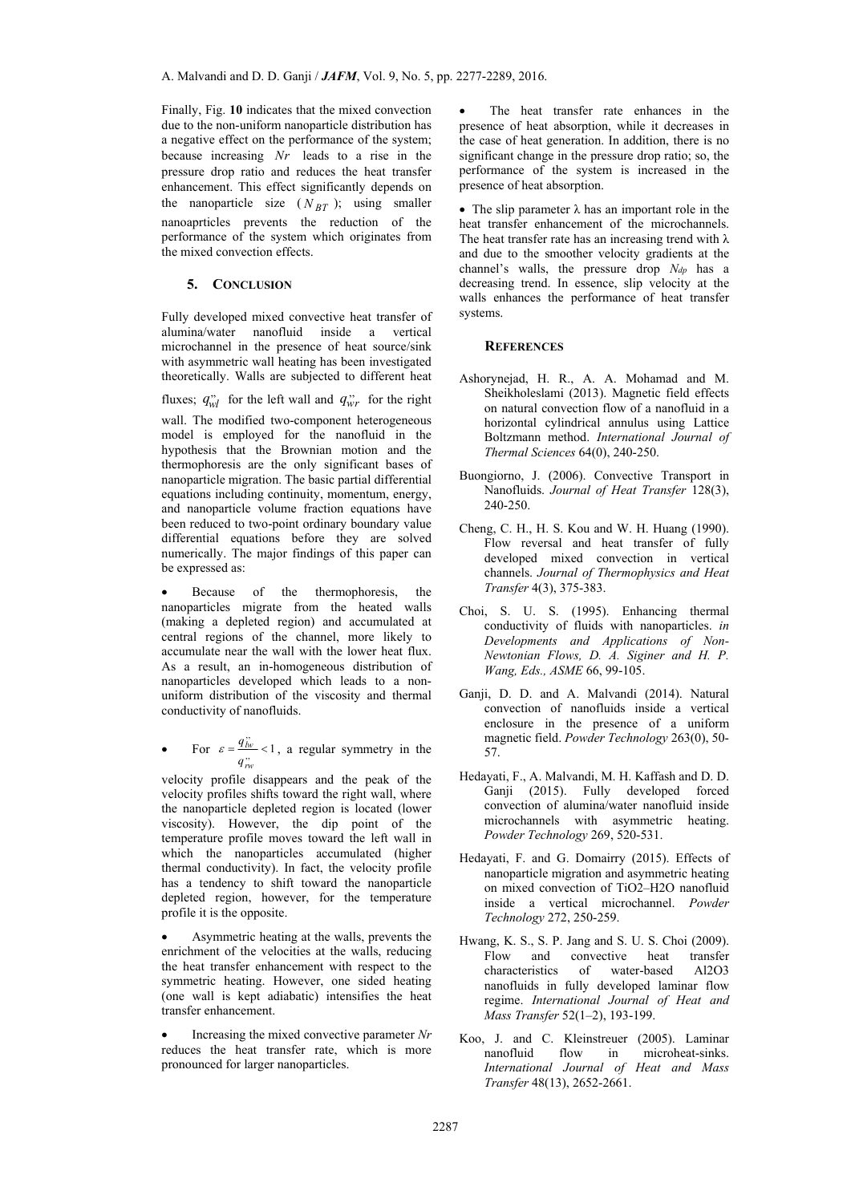Finally, Fig. **10** indicates that the mixed convection due to the non-uniform nanoparticle distribution has a negative effect on the performance of the system; because increasing $Nr$ leads to a rise in the pressure drop ratio and reduces the heat transfer enhancement. This effect significantly depends on the nanoparticle size ($N_{BT}$); using smaller nanoaprticles prevents the reduction of the performance of the system which originates from the mixed convection effects.

## 5. CONCLUSION

Fully developed mixed convective heat transfer of alumina/water nanofluid inside a vertical microchannel in the presence of heat source/sink with asymmetric wall heating has been investigated theoretically. Walls are subjected to different heat fluxes; $q''_{wl}$ for the left wall and $q''_{wr}$ for the right wall. The modified two-component heterogeneous model is employed for the nanofluid in the hypothesis that the Brownian motion and the thermophoresis are the only significant bases of nanoparticle migration. The basic partial differential equations including continuity, momentum, energy, and nanoparticle volume fraction equations have been reduced to two-point ordinary boundary value differential equations before they are solved numerically. The major findings of this paper can be expressed as:

- Because of the thermophoresis, the nanoparticles migrate from the heated walls (making a depleted region) and accumulated at central regions of the channel, more likely to accumulate near the wall with the lower heat flux. As a result, an in-homogeneous distribution of nanoparticles developed which leads to a non-uniform distribution of the viscosity and thermal conductivity of nanofluids.
- For $\varepsilon = \dfrac{q''_{lw}}{q''_{rw}} < 1$, a regular symmetry in the velocity profile disappears and the peak of the velocity profiles shifts toward the right wall, where the nanoparticle depleted region is located (lower viscosity). However, the dip point of the temperature profile moves toward the left wall in which the nanoparticles accumulated (higher thermal conductivity). In fact, the velocity profile has a tendency to shift toward the nanoparticle depleted region, however, for the temperature profile it is the opposite.
- Asymmetric heating at the walls, prevents the enrichment of the velocities at the walls, reducing the heat transfer enhancement with respect to the symmetric heating. However, one sided heating (one wall is kept adiabatic) intensifies the heat transfer enhancement.
- Increasing the mixed convective parameter $Nr$ reduces the heat transfer rate, which is more pronounced for larger nanoparticles.
- The heat transfer rate enhances in the presence of heat absorption, while it decreases in the case of heat generation. In addition, there is no significant change in the pressure drop ratio; so, the performance of the system is increased in the presence of heat absorption.
- The slip parameter $\lambda$ has an important role in the heat transfer enhancement of the microchannels. The heat transfer rate has an increasing trend with $\lambda$ and due to the smoother velocity gradients at the channel's walls, the pressure drop $N_{dp}$ has a decreasing trend. In essence, slip velocity at the walls enhances the performance of heat transfer systems.

## REFERENCES

Ashorynejad, H. R., A. A. Mohamad and M. Sheikholeslami (2013). Magnetic field effects on natural convection flow of a nanofluid in a horizontal cylindrical annulus using Lattice Boltzmann method. *International Journal of Thermal Sciences* 64(0), 240-250.

Buongiorno, J. (2006). Convective Transport in Nanofluids. *Journal of Heat Transfer* 128(3), 240-250.

Cheng, C. H., H. S. Kou and W. H. Huang (1990). Flow reversal and heat transfer of fully developed mixed convection in vertical channels. *Journal of Thermophysics and Heat Transfer* 4(3), 375-383.

Choi, S. U. S. (1995). Enhancing thermal conductivity of fluids with nanoparticles. *in Developments and Applications of Non-Newtonian Flows, D. A. Siginer and H. P. Wang, Eds., ASME* 66, 99-105.

Ganji, D. D. and A. Malvandi (2014). Natural convection of nanofluids inside a vertical enclosure in the presence of a uniform magnetic field. *Powder Technology* 263(0), 50-57.

Hedayati, F., A. Malvandi, M. H. Kaffash and D. D. Ganji (2015). Fully developed forced convection of alumina/water nanofluid inside microchannels with asymmetric heating. *Powder Technology* 269, 520-531.

Hedayati, F. and G. Domairry (2015). Effects of nanoparticle migration and asymmetric heating on mixed convection of TiO2–H2O nanofluid inside a vertical microchannel. *Powder Technology* 272, 250-259.

Hwang, K. S., S. P. Jang and S. U. S. Choi (2009). Flow and convective heat transfer characteristics of water-based Al2O3 nanofluids in fully developed laminar flow regime. *International Journal of Heat and Mass Transfer* 52(1–2), 193-199.

Koo, J. and C. Kleinstreuer (2005). Laminar nanofluid flow in microheat-sinks. *International Journal of Heat and Mass Transfer* 48(13), 2652-2661.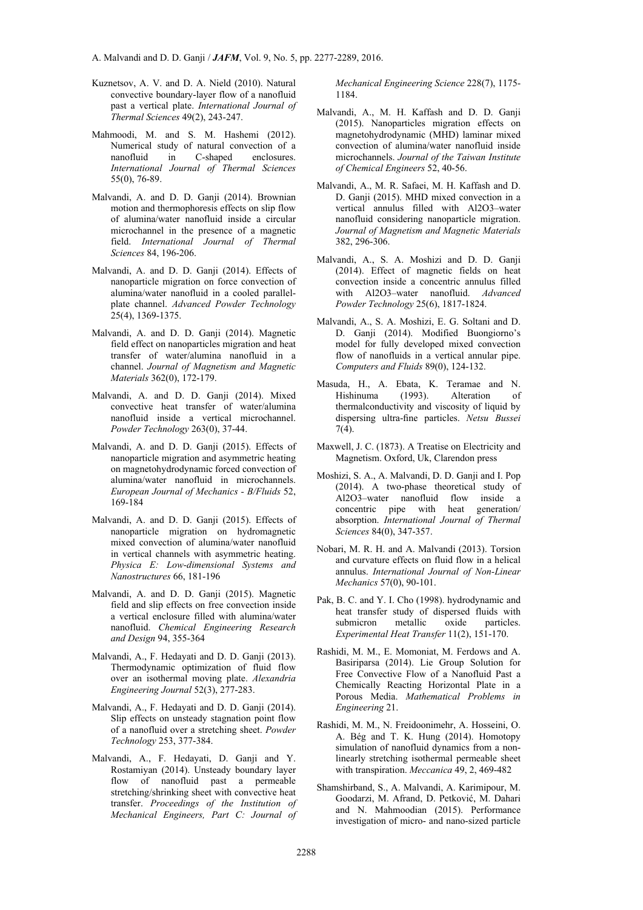Kuznetsov, A. V. and D. A. Nield (2010). Natural convective boundary-layer flow of a nanofluid past a vertical plate. *International Journal of Thermal Sciences* 49(2), 243-247.

Mahmoodi, M. and S. M. Hashemi (2012). Numerical study of natural convection of a nanofluid in C-shaped enclosures. *International Journal of Thermal Sciences* 55(0), 76-89.

Malvandi, A. and D. D. Ganji (2014). Brownian motion and thermophoresis effects on slip flow of alumina/water nanofluid inside a circular microchannel in the presence of a magnetic field. *International Journal of Thermal Sciences* 84, 196-206.

Malvandi, A. and D. D. Ganji (2014). Effects of nanoparticle migration on force convection of alumina/water nanofluid in a cooled parallel-plate channel. *Advanced Powder Technology* 25(4), 1369-1375.

Malvandi, A. and D. D. Ganji (2014). Magnetic field effect on nanoparticles migration and heat transfer of water/alumina nanofluid in a channel. *Journal of Magnetism and Magnetic Materials* 362(0), 172-179.

Malvandi, A. and D. D. Ganji (2014). Mixed convective heat transfer of water/alumina nanofluid inside a vertical microchannel. *Powder Technology* 263(0), 37-44.

Malvandi, A. and D. D. Ganji (2015). Effects of nanoparticle migration and asymmetric heating on magnetohydrodynamic forced convection of alumina/water nanofluid in microchannels. *European Journal of Mechanics - B/Fluids* 52, 169-184

Malvandi, A. and D. D. Ganji (2015). Effects of nanoparticle migration on hydromagnetic mixed convection of alumina/water nanofluid in vertical channels with asymmetric heating. *Physica E: Low-dimensional Systems and Nanostructures* 66, 181-196

Malvandi, A. and D. D. Ganji (2015). Magnetic field and slip effects on free convection inside a vertical enclosure filled with alumina/water nanofluid. *Chemical Engineering Research and Design* 94, 355-364

Malvandi, A., F. Hedayati and D. D. Ganji (2013). Thermodynamic optimization of fluid flow over an isothermal moving plate. *Alexandria Engineering Journal* 52(3), 277-283.

Malvandi, A., F. Hedayati and D. D. Ganji (2014). Slip effects on unsteady stagnation point flow of a nanofluid over a stretching sheet. *Powder Technology* 253, 377-384.

Malvandi, A., F. Hedayati, D. Ganji and Y. Rostamiyan (2014). Unsteady boundary layer flow of nanofluid past a permeable stretching/shrinking sheet with convective heat transfer. *Proceedings of the Institution of Mechanical Engineers, Part C: Journal of Mechanical Engineering Science* 228(7), 1175-1184.

Malvandi, A., M. H. Kaffash and D. D. Ganji (2015). Nanoparticles migration effects on magnetohydrodynamic (MHD) laminar mixed convection of alumina/water nanofluid inside microchannels. *Journal of the Taiwan Institute of Chemical Engineers* 52, 40-56.

Malvandi, A., M. R. Safaei, M. H. Kaffash and D. D. Ganji (2015). MHD mixed convection in a vertical annulus filled with Al2O3–water nanofluid considering nanoparticle migration. *Journal of Magnetism and Magnetic Materials* 382, 296-306.

Malvandi, A., S. A. Moshizi and D. D. Ganji (2014). Effect of magnetic fields on heat convection inside a concentric annulus filled with Al2O3–water nanofluid. *Advanced Powder Technology* 25(6), 1817-1824.

Malvandi, A., S. A. Moshizi, E. G. Soltani and D. D. Ganji (2014). Modified Buongiorno's model for fully developed mixed convection flow of nanofluids in a vertical annular pipe. *Computers and Fluids* 89(0), 124-132.

Masuda, H., A. Ebata, K. Teramae and N. Hishinuma (1993). Alteration of thermalconductivity and viscosity of liquid by dispersing ultra-fine particles. *Netsu Bussei* 7(4).

Maxwell, J. C. (1873). A Treatise on Electricity and Magnetism. Oxford, Uk, Clarendon press

Moshizi, S. A., A. Malvandi, D. D. Ganji and I. Pop (2014). A two-phase theoretical study of Al2O3–water nanofluid flow inside a concentric pipe with heat generation/absorption. *International Journal of Thermal Sciences* 84(0), 347-357.

Nobari, M. R. H. and A. Malvandi (2013). Torsion and curvature effects on fluid flow in a helical annulus. *International Journal of Non-Linear Mechanics* 57(0), 90-101.

Pak, B. C. and Y. I. Cho (1998). hydrodynamic and heat transfer study of dispersed fluids with submicron metallic oxide particles. *Experimental Heat Transfer* 11(2), 151-170.

Rashidi, M. M., E. Momoniat, M. Ferdows and A. Basiriparsa (2014). Lie Group Solution for Free Convective Flow of a Nanofluid Past a Chemically Reacting Horizontal Plate in a Porous Media. *Mathematical Problems in Engineering* 21.

Rashidi, M. M., N. Freidoonimehr, A. Hosseini, O. A. Bég and T. K. Hung (2014). Homotopy simulation of nanofluid dynamics from a non-linearly stretching isothermal permeable sheet with transpiration. *Meccanica* 49, 2, 469-482

Shamshirband, S., A. Malvandi, A. Karimipour, M. Goodarzi, M. Afrand, D. Petković, M. Dahari and N. Mahmoodian (2015). Performance investigation of micro- and nano-sized particle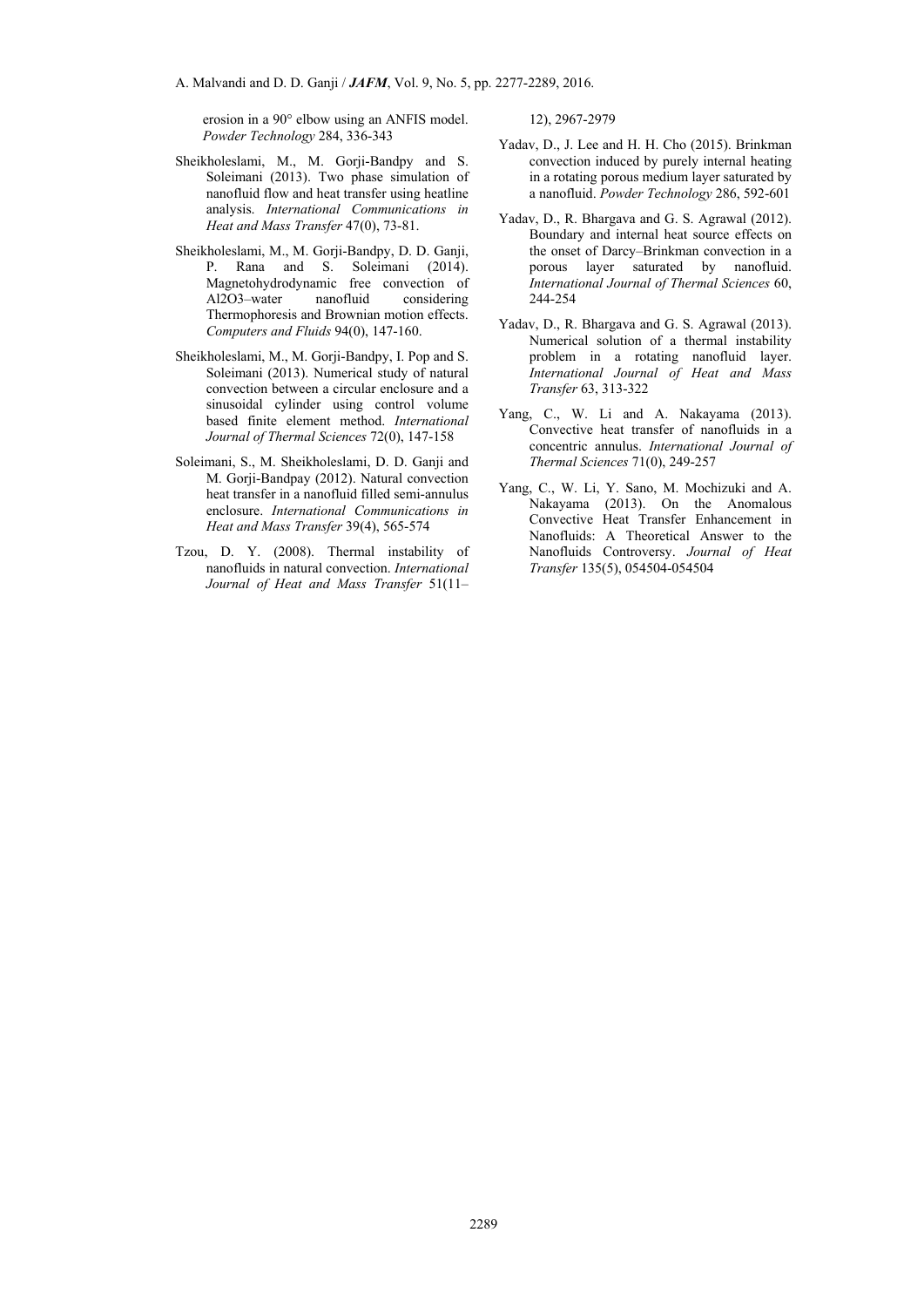erosion in a 90° elbow using an ANFIS model. *Powder Technology* 284, 336-343

Sheikholeslami, M., M. Gorji-Bandpy and S. Soleimani (2013). Two phase simulation of nanofluid flow and heat transfer using heatline analysis. *International Communications in Heat and Mass Transfer* 47(0), 73-81.

Sheikholeslami, M., M. Gorji-Bandpy, D. D. Ganji, P. Rana and S. Soleimani (2014). Magnetohydrodynamic free convection of Al2O3–water nanofluid considering Thermophoresis and Brownian motion effects. *Computers and Fluids* 94(0), 147-160.

Sheikholeslami, M., M. Gorji-Bandpy, I. Pop and S. Soleimani (2013). Numerical study of natural convection between a circular enclosure and a sinusoidal cylinder using control volume based finite element method. *International Journal of Thermal Sciences* 72(0), 147-158

Soleimani, S., M. Sheikholeslami, D. D. Ganji and M. Gorji-Bandpay (2012). Natural convection heat transfer in a nanofluid filled semi-annulus enclosure. *International Communications in Heat and Mass Transfer* 39(4), 565-574

Tzou, D. Y. (2008). Thermal instability of nanofluids in natural convection. *International Journal of Heat and Mass Transfer* 51(11–12), 2967-2979

Yadav, D., J. Lee and H. H. Cho (2015). Brinkman convection induced by purely internal heating in a rotating porous medium layer saturated by a nanofluid. *Powder Technology* 286, 592-601

Yadav, D., R. Bhargava and G. S. Agrawal (2012). Boundary and internal heat source effects on the onset of Darcy–Brinkman convection in a porous layer saturated by nanofluid. *International Journal of Thermal Sciences* 60, 244-254

Yadav, D., R. Bhargava and G. S. Agrawal (2013). Numerical solution of a thermal instability problem in a rotating nanofluid layer. *International Journal of Heat and Mass Transfer* 63, 313-322

Yang, C., W. Li and A. Nakayama (2013). Convective heat transfer of nanofluids in a concentric annulus. *International Journal of Thermal Sciences* 71(0), 249-257

Yang, C., W. Li, Y. Sano, M. Mochizuki and A. Nakayama (2013). On the Anomalous Convective Heat Transfer Enhancement in Nanofluids: A Theoretical Answer to the Nanofluids Controversy. *Journal of Heat Transfer* 135(5), 054504-054504